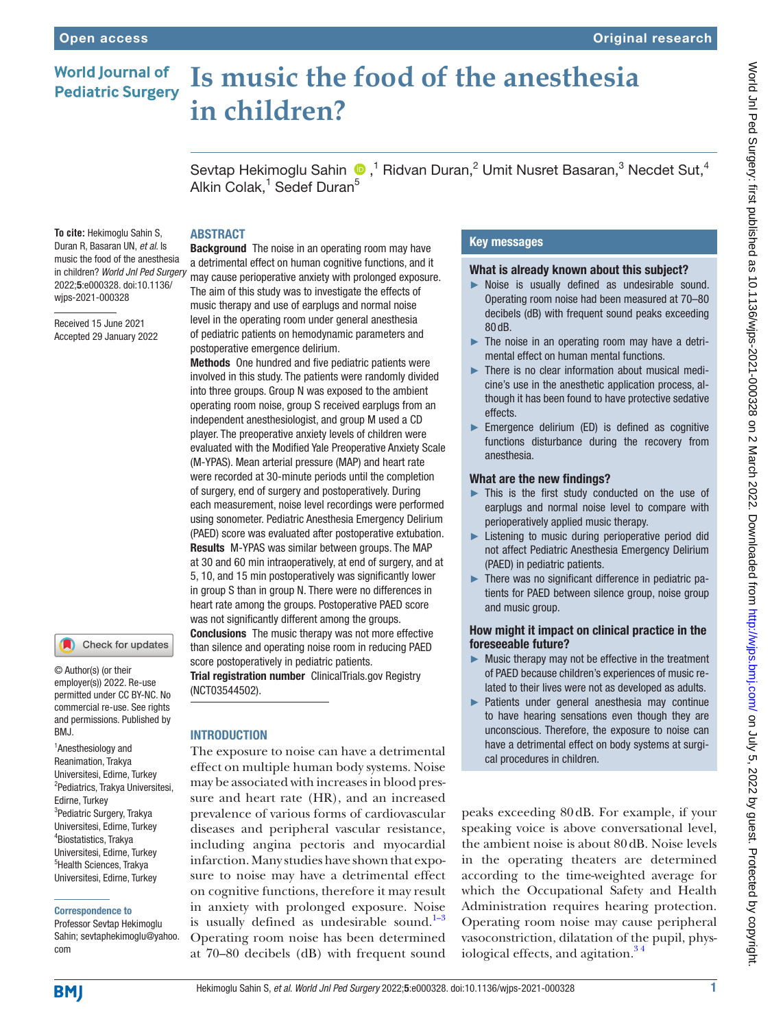# Is music the food of the anesthesia in children?

Sevtap Hekimoglu Sahin[1], Ridvan Duran[2], Umit Nusret Basaran[3], Necdet Sut[4], Alkin Colak[1], Sedef Duran[5]

**To cite:** Hekimoglu Sahin S, Duran R, Basaran UN, *et al*. Is music the food of the anesthesia in children? *World Jnl Ped Surgery* 2022;**5**:e000328. doi:10.1136/wjps-2021-000328

Received 15 June 2021
Accepted 29 January 2022

© Author(s) (or their employer(s)) 2022. Re-use permitted under CC BY-NC. No commercial re-use. See rights and permissions. Published by BMJ.

[1]Anesthesiology and Reanimation, Trakya Universitesi, Edirne, Turkey
[2]Pediatrics, Trakya Universitesi, Edirne, Turkey
[3]Pediatric Surgery, Trakya Universitesi, Edirne, Turkey
[4]Biostatistics, Trakya Universitesi, Edirne, Turkey
[5]Health Sciences, Trakya Universitesi, Edirne, Turkey

**Correspondence to**
Professor Sevtap Hekimoglu Sahin; sevtaphekimoglu@yahoo.com

## ABSTRACT

**Background** The noise in an operating room may have a detrimental effect on human cognitive functions, and it may cause perioperative anxiety with prolonged exposure. The aim of this study was to investigate the effects of music therapy and use of earplugs and normal noise level in the operating room under general anesthesia of pediatric patients on hemodynamic parameters and postoperative emergence delirium.

**Methods** One hundred and five pediatric patients were involved in this study. The patients were randomly divided into three groups. Group N was exposed to the ambient operating room noise, group S received earplugs from an independent anesthesiologist, and group M used a CD player. The preoperative anxiety levels of children were evaluated with the Modified Yale Preoperative Anxiety Scale (M-YPAS). Mean arterial pressure (MAP) and heart rate were recorded at 30-minute periods until the completion of surgery, end of surgery and postoperatively. During each measurement, noise level recordings were performed using sonometer. Pediatric Anesthesia Emergency Delirium (PAED) score was evaluated after postoperative extubation.

**Results** M-YPAS was similar between groups. The MAP at 30 and 60 min intraoperatively, at end of surgery, and at 5, 10, and 15 min postoperatively was significantly lower in group S than in group N. There were no differences in heart rate among the groups. Postoperative PAED score was not significantly different among the groups.

**Conclusions** The music therapy was not more effective than silence and operating noise room in reducing PAED score postoperatively in pediatric patients.

**Trial registration number** ClinicalTrials.gov Registry (NCT03544502).

## Key messages

### What is already known about this subject?

- Noise is usually defined as undesirable sound. Operating room noise had been measured at 70–80 decibels (dB) with frequent sound peaks exceeding 80 dB.
- The noise in an operating room may have a detrimental effect on human mental functions.
- There is no clear information about musical medicine's use in the anesthetic application process, although it has been found to have protective sedative effects.
- Emergence delirium (ED) is defined as cognitive functions disturbance during the recovery from anesthesia.

### What are the new findings?

- This is the first study conducted on the use of earplugs and normal noise level to compare with perioperatively applied music therapy.
- Listening to music during perioperative period did not affect Pediatric Anesthesia Emergency Delirium (PAED) in pediatric patients.
- There was no significant difference in pediatric patients for PAED score between silence group, noise group and music group.

### How might it impact on clinical practice in the foreseeable future?

- Music therapy may not be effective in the treatment of PAED because children's experiences of music related to their lives were not as developed as adults.
- Patients under general anesthesia may continue to have hearing sensations even though they are unconscious. Therefore, the exposure to noise can have a detrimental effect on body systems at surgical procedures in children.

## INTRODUCTION

The exposure to noise can have a detrimental effect on multiple human body systems. Noise may be associated with increases in blood pressure and heart rate (HR), and an increased prevalence of various forms of cardiovascular diseases and peripheral vascular resistance, including angina pectoris and myocardial infarction. Many studies have shown that exposure to noise may have a detrimental effect on cognitive functions, therefore it may result in anxiety with prolonged exposure. Noise is usually defined as undesirable sound.[1–3] Operating room noise has been determined at 70–80 decibels (dB) with frequent sound peaks exceeding 80 dB. For example, if your speaking voice is above conversational level, the ambient noise is about 80 dB. Noise levels in the operating theaters are determined according to the time-weighted average for which the Occupational Safety and Health Administration requires hearing protection. Operating room noise may cause peripheral vasoconstriction, dilatation of the pupil, physiological effects, and agitation.[3 4]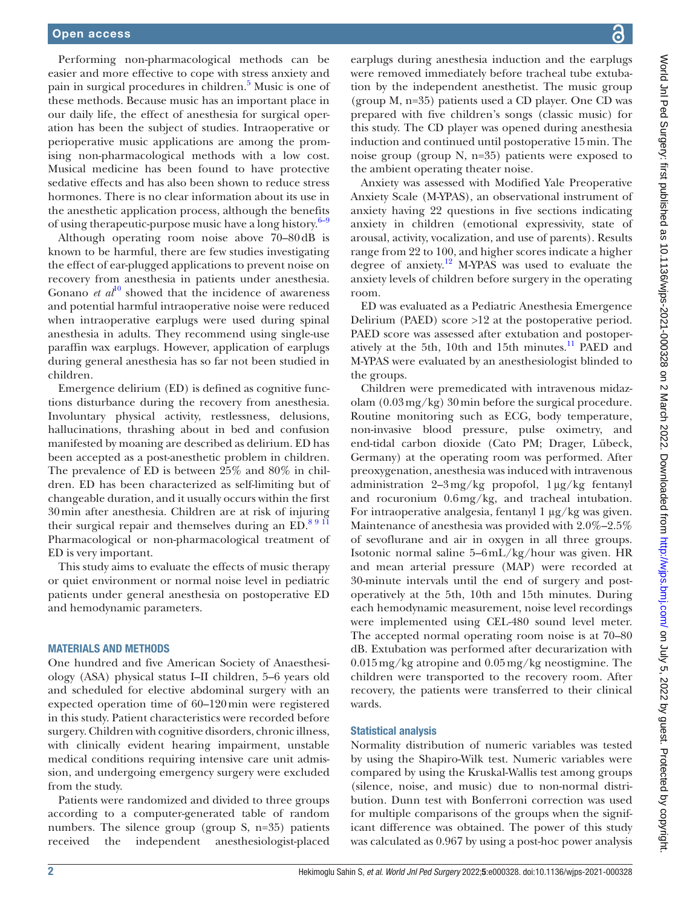Performing non-pharmacological methods can be easier and more effective to cope with stress anxiety and pain in surgical procedures in children.[5] Music is one of these methods. Because music has an important place in our daily life, the effect of anesthesia for surgical operation has been the subject of studies. Intraoperative or perioperative music applications are among the promising non-pharmacological methods with a low cost. Musical medicine has been found to have protective sedative effects and has also been shown to reduce stress hormones. There is no clear information about its use in the anesthetic application process, although the benefits of using therapeutic-purpose music have a long history.[6–9]

Although operating room noise above 70–80 dB is known to be harmful, there are few studies investigating the effect of ear-plugged applications to prevent noise on recovery from anesthesia in patients under anesthesia. Gonano *et al*[10] showed that the incidence of awareness and potential harmful intraoperative noise were reduced when intraoperative earplugs were used during spinal anesthesia in adults. They recommend using single-use paraffin wax earplugs. However, application of earplugs during general anesthesia has so far not been studied in children.

Emergence delirium (ED) is defined as cognitive functions disturbance during the recovery from anesthesia. Involuntary physical activity, restlessness, delusions, hallucinations, thrashing about in bed and confusion manifested by moaning are described as delirium. ED has been accepted as a post-anesthetic problem in children. The prevalence of ED is between 25% and 80% in children. ED has been characterized as self-limiting but of changeable duration, and it usually occurs within the first 30 min after anesthesia. Children are at risk of injuring their surgical repair and themselves during an ED.[8 9 11] Pharmacological or non-pharmacological treatment of ED is very important.

This study aims to evaluate the effects of music therapy or quiet environment or normal noise level in pediatric patients under general anesthesia on postoperative ED and hemodynamic parameters.

## MATERIALS AND METHODS

One hundred and five American Society of Anaesthesiology (ASA) physical status I–II children, 5–6 years old and scheduled for elective abdominal surgery with an expected operation time of 60–120 min were registered in this study. Patient characteristics were recorded before surgery. Children with cognitive disorders, chronic illness, with clinically evident hearing impairment, unstable medical conditions requiring intensive care unit admission, and undergoing emergency surgery were excluded from the study.

Patients were randomized and divided to three groups according to a computer-generated table of random numbers. The silence group (group S, n=35) patients received the independent anesthesiologist-placed earplugs during anesthesia induction and the earplugs were removed immediately before tracheal tube extubation by the independent anesthetist. The music group (group M, n=35) patients used a CD player. One CD was prepared with five children's songs (classic music) for this study. The CD player was opened during anesthesia induction and continued until postoperative 15 min. The noise group (group N, n=35) patients were exposed to the ambient operating theater noise.

Anxiety was assessed with Modified Yale Preoperative Anxiety Scale (M-YPAS), an observational instrument of anxiety having 22 questions in five sections indicating anxiety in children (emotional expressivity, state of arousal, activity, vocalization, and use of parents). Results range from 22 to 100, and higher scores indicate a higher degree of anxiety.[12] M-YPAS was used to evaluate the anxiety levels of children before surgery in the operating room.

ED was evaluated as a Pediatric Anesthesia Emergence Delirium (PAED) score >12 at the postoperative period. PAED score was assessed after extubation and postoperatively at the 5th, 10th and 15th minutes.[11] PAED and M-YPAS were evaluated by an anesthesiologist blinded to the groups.

Children were premedicated with intravenous midazolam (0.03 mg/kg) 30 min before the surgical procedure. Routine monitoring such as ECG, body temperature, non-invasive blood pressure, pulse oximetry, and end-tidal carbon dioxide (Cato PM; Drager, Lübeck, Germany) at the operating room was performed. After preoxygenation, anesthesia was induced with intravenous administration 2–3 mg/kg propofol, 1 µg/kg fentanyl and rocuronium 0.6 mg/kg, and tracheal intubation. For intraoperative analgesia, fentanyl 1 µg/kg was given. Maintenance of anesthesia was provided with 2.0%–2.5% of sevoflurane and air in oxygen in all three groups. Isotonic normal saline 5–6 mL/kg/hour was given. HR and mean arterial pressure (MAP) were recorded at 30-minute intervals until the end of surgery and postoperatively at the 5th, 10th and 15th minutes. During each hemodynamic measurement, noise level recordings were implemented using CEL-480 sound level meter. The accepted normal operating room noise is at 70–80 dB. Extubation was performed after decurarization with 0.015 mg/kg atropine and 0.05 mg/kg neostigmine. The children were transported to the recovery room. After recovery, the patients were transferred to their clinical wards.

### Statistical analysis

Normality distribution of numeric variables was tested by using the Shapiro-Wilk test. Numeric variables were compared by using the Kruskal-Wallis test among groups (silence, noise, and music) due to non-normal distribution. Dunn test with Bonferroni correction was used for multiple comparisons of the groups when the significant difference was obtained. The power of this study was calculated as 0.967 by using a post-hoc power analysis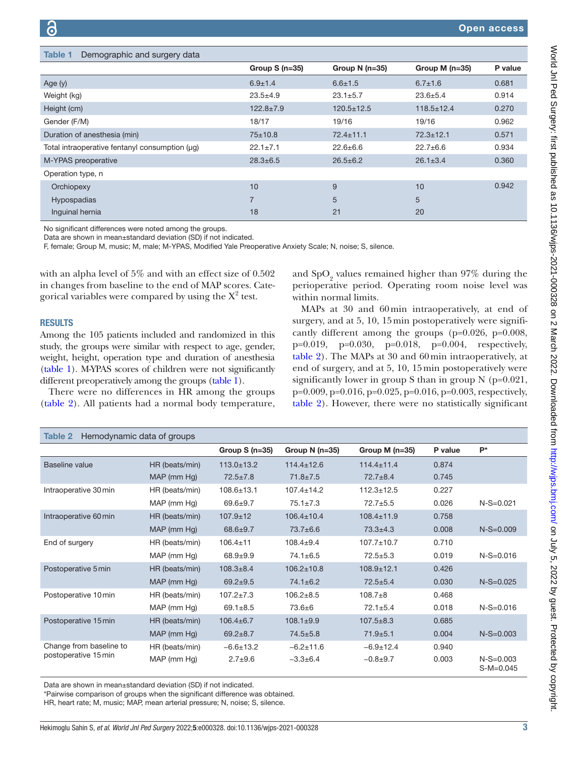**Table 1** Demographic and surgery data

| | Group S (n=35) | Group N (n=35) | Group M (n=35) | P value |
|---|---|---|---|---|
| Age (y) | 6.9±1.4 | 6.6±1.5 | 6.7±1.6 | 0.681 |
| Weight (kg) | 23.5±4.9 | 23.1±5.7 | 23.6±5.4 | 0.914 |
| Height (cm) | 122.8±7.9 | 120.5±12.5 | 118.5±12.4 | 0.270 |
| Gender (F/M) | 18/17 | 19/16 | 19/16 | 0.962 |
| Duration of anesthesia (min) | 75±10.8 | 72.4±11.1 | 72.3±12.1 | 0.571 |
| Total intraoperative fentanyl consumption (µg) | 22.1±7.1 | 22.6±6.6 | 22.7±6.6 | 0.934 |
| M-YPAS preoperative | 28.3±6.5 | 26.5±6.2 | 26.1±3.4 | 0.360 |
| Operation type, n | | | | |
| Orchiopexy | 10 | 9 | 10 | 0.942 |
| Hypospadias | 7 | 5 | 5 | |
| Inguinal hernia | 18 | 21 | 20 | |

No significant differences were noted among the groups.
Data are shown in mean±standard deviation (SD) if not indicated.
F, female; Group M, music; M, male; M-YPAS, Modified Yale Preoperative Anxiety Scale; N, noise; S, silence.

with an alpha level of 5% and with an effect size of 0.502 in changes from baseline to the end of MAP scores. Categorical variables were compared by using the $X^2$ test.

## RESULTS

Among the 105 patients included and randomized in this study, the groups were similar with respect to age, gender, weight, height, operation type and duration of anesthesia (table 1). M-YPAS scores of children were not significantly different preoperatively among the groups (table 1).

There were no differences in HR among the groups (table 2). All patients had a normal body temperature, and $SpO_2$ values remained higher than 97% during the perioperative period. Operating room noise level was within normal limits.

MAPs at 30 and 60 min intraoperatively, at end of surgery, and at 5, 10, 15 min postoperatively were significantly different among the groups (p=0.026, p=0.008, p=0.019, p=0.030, p=0.018, p=0.004, respectively, table 2). The MAPs at 30 and 60 min intraoperatively, at end of surgery, and at 5, 10, 15 min postoperatively were significantly lower in group S than in group N (p=0.021, p=0.009, p=0.016, p=0.025, p=0.016, p=0.003, respectively, table 2). However, there were no statistically significant

**Table 2** Hemodynamic data of groups

| | | Group S (n=35) | Group N (n=35) | Group M (n=35) | P value | P* |
|---|---|---|---|---|---|---|
| Baseline value | HR (beats/min) | 113.0±13.2 | 114.4±12.6 | 114.4±11.4 | 0.874 | |
| | MAP (mm Hg) | 72.5±7.8 | 71.8±7.5 | 72.7±8.4 | 0.745 | |
| Intraoperative 30 min | HR (beats/min) | 108.6±13.1 | 107.4±14.2 | 112.3±12.5 | 0.227 | |
| | MAP (mm Hg) | 69.6±9.7 | 75.1±7.3 | 72.7±5.5 | 0.026 | N-S=0.021 |
| Intraoperative 60 min | HR (beats/min) | 107.9±12 | 106.4±10.4 | 108.4±11.9 | 0.758 | |
| | MAP (mm Hg) | 68.6±9.7 | 73.7±6.6 | 73.3±4.3 | 0.008 | N-S=0.009 |
| End of surgery | HR (beats/min) | 106.4±11 | 108.4±9.4 | 107.7±10.7 | 0.710 | |
| | MAP (mm Hg) | 68.9±9.9 | 74.1±6.5 | 72.5±5.3 | 0.019 | N-S=0.016 |
| Postoperative 5 min | HR (beats/min) | 108.3±8.4 | 106.2±10.8 | 108.9±12.1 | 0.426 | |
| | MAP (mm Hg) | 69.2±9.5 | 74.1±6.2 | 72.5±5.4 | 0.030 | N-S=0.025 |
| Postoperative 10 min | HR (beats/min) | 107.2±7.3 | 106.2±8.5 | 108.7±8 | 0.468 | |
| | MAP (mm Hg) | 69.1±8.5 | 73.6±6 | 72.1±5.4 | 0.018 | N-S=0.016 |
| Postoperative 15 min | HR (beats/min) | 106.4±6.7 | 108.1±9.9 | 107.5±8.3 | 0.685 | |
| | MAP (mm Hg) | 69.2±8.7 | 74.5±5.8 | 71.9±5.1 | 0.004 | N-S=0.003 |
| Change from baseline to postoperative 15 min | HR (beats/min) | −6.6±13.2 | −6.2±11.6 | −6.9±12.4 | 0.940 | |
| | MAP (mm Hg) | 2.7±9.6 | −3.3±6.4 | −0.8±9.7 | 0.003 | N-S=0.003 S-M=0.045 |

Data are shown in mean±standard deviation (SD) if not indicated.
*Pairwise comparison of groups when the significant difference was obtained.
HR, heart rate; M, music; MAP, mean arterial pressure; N, noise; S, silence.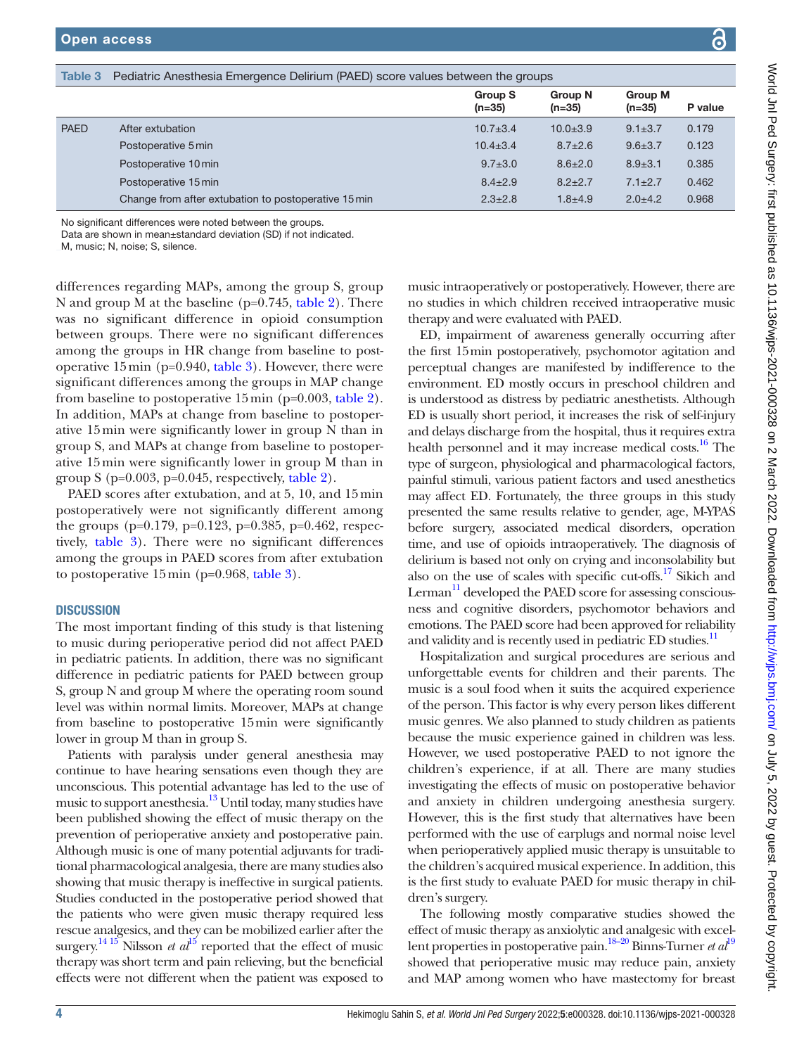Table 3 Pediatric Anesthesia Emergence Delirium (PAED) score values between the groups

| | | Group S (n=35) | Group N (n=35) | Group M (n=35) | P value |
|---|---|---|---|---|---|
| PAED | After extubation | 10.7±3.4 | 10.0±3.9 | 9.1±3.7 | 0.179 |
| | Postoperative 5 min | 10.4±3.4 | 8.7±2.6 | 9.6±3.7 | 0.123 |
| | Postoperative 10 min | 9.7±3.0 | 8.6±2.0 | 8.9±3.1 | 0.385 |
| | Postoperative 15 min | 8.4±2.9 | 8.2±2.7 | 7.1±2.7 | 0.462 |
| | Change from after extubation to postoperative 15 min | 2.3±2.8 | 1.8±4.9 | 2.0±4.2 | 0.968 |

No significant differences were noted between the groups.
Data are shown in mean±standard deviation (SD) if not indicated.
M, music; N, noise; S, silence.

differences regarding MAPs, among the group S, group N and group M at the baseline (p=0.745, table 2). There was no significant difference in opioid consumption between groups. There were no significant differences among the groups in HR change from baseline to postoperative 15 min (p=0.940, table 3). However, there were significant differences among the groups in MAP change from baseline to postoperative 15 min (p=0.003, table 2). In addition, MAPs at change from baseline to postoperative 15 min were significantly lower in group N than in group S, and MAPs at change from baseline to postoperative 15 min were significantly lower in group M than in group S (p=0.003, p=0.045, respectively, table 2).

PAED scores after extubation, and at 5, 10, and 15 min postoperatively were not significantly different among the groups (p=0.179, p=0.123, p=0.385, p=0.462, respectively, table 3). There were no significant differences among the groups in PAED scores from after extubation to postoperative 15 min (p=0.968, table 3).

## DISCUSSION

The most important finding of this study is that listening to music during perioperative period did not affect PAED in pediatric patients. In addition, there was no significant difference in pediatric patients for PAED between group S, group N and group M where the operating room sound level was within normal limits. Moreover, MAPs at change from baseline to postoperative 15 min were significantly lower in group M than in group S.

Patients with paralysis under general anesthesia may continue to have hearing sensations even though they are unconscious. This potential advantage has led to the use of music to support anesthesia.[13] Until today, many studies have been published showing the effect of music therapy on the prevention of perioperative anxiety and postoperative pain. Although music is one of many potential adjuvants for traditional pharmacological analgesia, there are many studies also showing that music therapy is ineffective in surgical patients. Studies conducted in the postoperative period showed that the patients who were given music therapy required less rescue analgesics, and they can be mobilized earlier after the surgery.[14 15] Nilsson *et al*[15] reported that the effect of music therapy was short term and pain relieving, but the beneficial effects were not different when the patient was exposed to music intraoperatively or postoperatively. However, there are no studies in which children received intraoperative music therapy and were evaluated with PAED.

ED, impairment of awareness generally occurring after the first 15 min postoperatively, psychomotor agitation and perceptual changes are manifested by indifference to the environment. ED mostly occurs in preschool children and is understood as distress by pediatric anesthetists. Although ED is usually short period, it increases the risk of self-injury and delays discharge from the hospital, thus it requires extra health personnel and it may increase medical costs.[16] The type of surgeon, physiological and pharmacological factors, painful stimuli, various patient factors and used anesthetics may affect ED. Fortunately, the three groups in this study presented the same results relative to gender, age, M-YPAS before surgery, associated medical disorders, operation time, and use of opioids intraoperatively. The diagnosis of delirium is based not only on crying and inconsolability but also on the use of scales with specific cut-offs.[17] Sikich and Lerman[11] developed the PAED score for assessing consciousness and cognitive disorders, psychomotor behaviors and emotions. The PAED score had been approved for reliability and validity and is recently used in pediatric ED studies.[11]

Hospitalization and surgical procedures are serious and unforgettable events for children and their parents. The music is a soul food when it suits the acquired experience of the person. This factor is why every person likes different music genres. We also planned to study children as patients because the music experience gained in children was less. However, we used postoperative PAED to not ignore the children's experience, if at all. There are many studies investigating the effects of music on postoperative behavior and anxiety in children undergoing anesthesia surgery. However, this is the first study that alternatives have been performed with the use of earplugs and normal noise level when perioperatively applied music therapy is unsuitable to the children's acquired musical experience. In addition, this is the first study to evaluate PAED for music therapy in children's surgery.

The following mostly comparative studies showed the effect of music therapy as anxiolytic and analgesic with excellent properties in postoperative pain.[18–20] Binns-Turner *et al*[19] showed that perioperative music may reduce pain, anxiety and MAP among women who have mastectomy for breast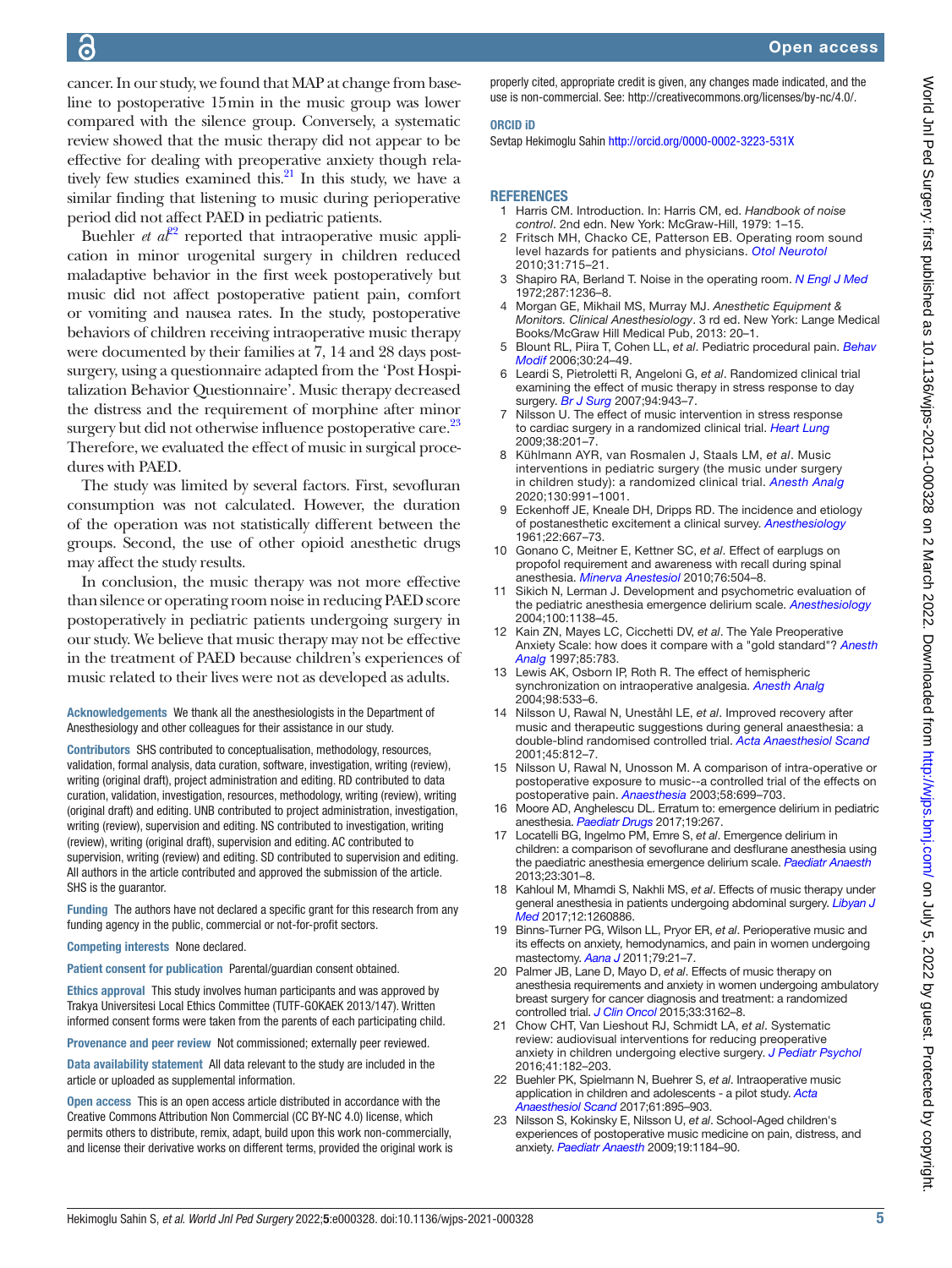cancer. In our study, we found that MAP at change from baseline to postoperative 15min in the music group was lower compared with the silence group. Conversely, a systematic review showed that the music therapy did not appear to be effective for dealing with preoperative anxiety though relatively few studies examined this.[21] In this study, we have a similar finding that listening to music during perioperative period did not affect PAED in pediatric patients.

Buehler *et al*[22] reported that intraoperative music application in minor urogenital surgery in children reduced maladaptive behavior in the first week postoperatively but music did not affect postoperative patient pain, comfort or vomiting and nausea rates. In the study, postoperative behaviors of children receiving intraoperative music therapy were documented by their families at 7, 14 and 28 days post-surgery, using a questionnaire adapted from the 'Post Hospitalization Behavior Questionnaire'. Music therapy decreased the distress and the requirement of morphine after minor surgery but did not otherwise influence postoperative care.[23] Therefore, we evaluated the effect of music in surgical procedures with PAED.

The study was limited by several factors. First, sevofluran consumption was not calculated. However, the duration of the operation was not statistically different between the groups. Second, the use of other opioid anesthetic drugs may affect the study results.

In conclusion, the music therapy was not more effective than silence or operating room noise in reducing PAED score postoperatively in pediatric patients undergoing surgery in our study. We believe that music therapy may not be effective in the treatment of PAED because children's experiences of music related to their lives were not as developed as adults.

**Acknowledgements** We thank all the anesthesiologists in the Department of Anesthesiology and other colleagues for their assistance in our study.

**Contributors** SHS contributed to conceptualisation, methodology, resources, validation, formal analysis, data curation, software, investigation, writing (review), writing (original draft), project administration and editing. RD contributed to data curation, validation, investigation, resources, methodology, writing (review), writing (original draft) and editing. UNB contributed to project administration, investigation, writing (review), supervision and editing. NS contributed to investigation, writing (review), writing (original draft), supervision and editing. AC contributed to supervision, writing (review) and editing. SD contributed to supervision and editing. All authors in the article contributed and approved the submission of the article. SHS is the guarantor.

**Funding** The authors have not declared a specific grant for this research from any funding agency in the public, commercial or not-for-profit sectors.

**Competing interests** None declared.

**Patient consent for publication** Parental/guardian consent obtained.

**Ethics approval** This study involves human participants and was approved by Trakya Universitesi Local Ethics Committee (TUTF-GOKAEK 2013/147). Written informed consent forms were taken from the parents of each participating child.

**Provenance and peer review** Not commissioned; externally peer reviewed.

**Data availability statement** All data relevant to the study are included in the article or uploaded as supplemental information.

**Open access** This is an open access article distributed in accordance with the Creative Commons Attribution Non Commercial (CC BY-NC 4.0) license, which permits others to distribute, remix, adapt, build upon this work non-commercially, and license their derivative works on different terms, provided the original work is properly cited, appropriate credit is given, any changes made indicated, and the use is non-commercial. See: http://creativecommons.org/licenses/by-nc/4.0/.

**ORCID iD**

Sevtap Hekimoglu Sahin http://orcid.org/0000-0002-3223-531X

## REFERENCES

1. Harris CM. Introduction. In: Harris CM, ed. *Handbook of noise control*. 2nd edn. New York: McGraw-Hill, 1979: 1–15.
2. Fritsch MH, Chacko CE, Patterson EB. Operating room sound level hazards for patients and physicians. *Otol Neurotol* 2010;31:715–21.
3. Shapiro RA, Berland T. Noise in the operating room. *N Engl J Med* 1972;287:1236–8.
4. Morgan GE, Mikhail MS, Murray MJ. *Anesthetic Equipment & Monitors. Clinical Anesthesiology*. 3 rd ed. New York: Lange Medical Books/McGraw Hill Medical Pub, 2013: 20–1.
5. Blount RL, Piira T, Cohen LL, *et al*. Pediatric procedural pain. *Behav Modif* 2006;30:24–49.
6. Leardi S, Pietroletti R, Angeloni G, *et al*. Randomized clinical trial examining the effect of music therapy in stress response to day surgery. *Br J Surg* 2007;94:943–7.
7. Nilsson U. The effect of music intervention in stress response to cardiac surgery in a randomized clinical trial. *Heart Lung* 2009;38:201–7.
8. Kühlmann AYR, van Rosmalen J, Staals LM, *et al*. Music interventions in pediatric surgery (the music under surgery in children study): a randomized clinical trial. *Anesth Analg* 2020;130:991–1001.
9. Eckenhoff JE, Kneale DH, Dripps RD. The incidence and etiology of postanesthetic excitement a clinical survey. *Anesthesiology* 1961;22:667–73.
10. Gonano C, Meitner E, Kettner SC, *et al*. Effect of earplugs on propofol requirement and awareness with recall during spinal anesthesia. *Minerva Anestesiol* 2010;76:504–8.
11. Sikich N, Lerman J. Development and psychometric evaluation of the pediatric anesthesia emergence delirium scale. *Anesthesiology* 2004;100:1138–45.
12. Kain ZN, Mayes LC, Cicchetti DV, *et al*. The Yale Preoperative Anxiety Scale: how does it compare with a "gold standard"? *Anesth Analg* 1997;85:783.
13. Lewis AK, Osborn IP, Roth R. The effect of hemispheric synchronization on intraoperative analgesia. *Anesth Analg* 2004;98:533–6.
14. Nilsson U, Rawal N, Uneståhl LE, *et al*. Improved recovery after music and therapeutic suggestions during general anaesthesia: a double-blind randomised controlled trial. *Acta Anaesthesiol Scand* 2001;45:812–7.
15. Nilsson U, Rawal N, Unosson M. A comparison of intra-operative or postoperative exposure to music--a controlled trial of the effects on postoperative pain. *Anaesthesia* 2003;58:699–703.
16. Moore AD, Anghelescu DL. Erratum to: emergence delirium in pediatric anesthesia. *Paediatr Drugs* 2017;19:267.
17. Locatelli BG, Ingelmo PM, Emre S, *et al*. Emergence delirium in children: a comparison of sevoflurane and desflurane anesthesia using the paediatric anesthesia emergence delirium scale. *Paediatr Anaesth* 2013;23:301–8.
18. Kahloul M, Mhamdi S, Nakhli MS, *et al*. Effects of music therapy under general anesthesia in patients undergoing abdominal surgery. *Libyan J Med* 2017;12:1260886.
19. Binns-Turner PG, Wilson LL, Pryor ER, *et al*. Perioperative music and its effects on anxiety, hemodynamics, and pain in women undergoing mastectomy. *Aana J* 2011;79:21–7.
20. Palmer JB, Lane D, Mayo D, *et al*. Effects of music therapy on anesthesia requirements and anxiety in women undergoing ambulatory breast surgery for cancer diagnosis and treatment: a randomized controlled trial. *J Clin Oncol* 2015;33:3162–8.
21. Chow CHT, Van Lieshout RJ, Schmidt LA, *et al*. Systematic review: audiovisual interventions for reducing preoperative anxiety in children undergoing elective surgery. *J Pediatr Psychol* 2016;41:182–203.
22. Buehler PK, Spielmann N, Buehrer S, *et al*. Intraoperative music application in children and adolescents - a pilot study. *Acta Anaesthesiol Scand* 2017;61:895–903.
23. Nilsson S, Kokinsky E, Nilsson U, *et al*. School-Aged children's experiences of postoperative music medicine on pain, distress, and anxiety. *Paediatr Anaesth* 2009;19:1184–90.